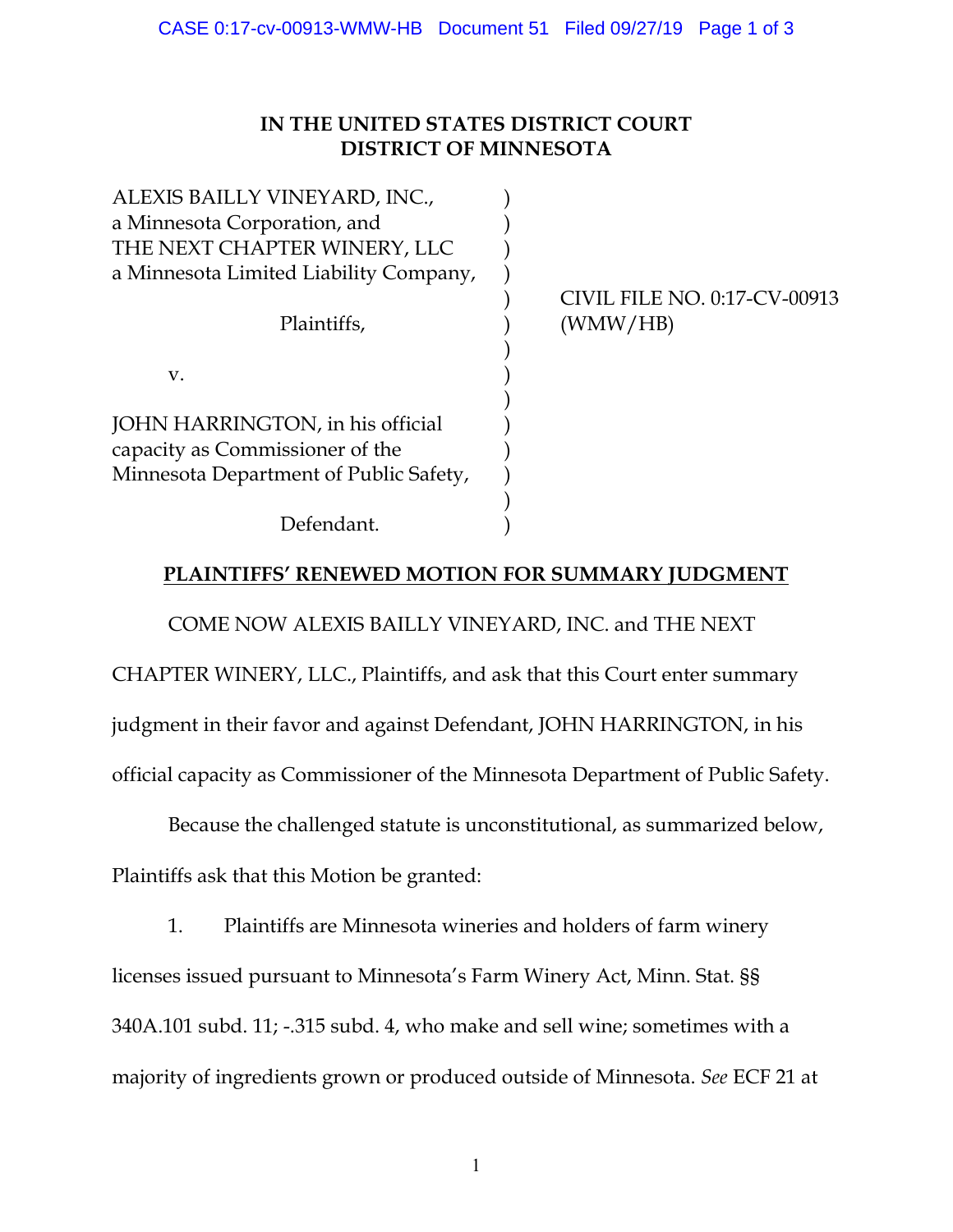**IN THE UNITED STATES DISTRICT COURT**
**DISTRICT OF MINNESOTA**

| | |
|---|---|
| ALEXIS BAILLY VINEYARD, INC., a Minnesota Corporation, and THE NEXT CHAPTER WINERY, LLC a Minnesota Limited Liability Company, | |
| Plaintiffs, | CIVIL FILE NO. 0:17-CV-00913 (WMW/HB) |
| v. | |
| JOHN HARRINGTON, in his official capacity as Commissioner of the Minnesota Department of Public Safety, | |
| Defendant. | |

**PLAINTIFFS' RENEWED MOTION FOR SUMMARY JUDGMENT**

COME NOW ALEXIS BAILLY VINEYARD, INC. and THE NEXT CHAPTER WINERY, LLC., Plaintiffs, and ask that this Court enter summary judgment in their favor and against Defendant, JOHN HARRINGTON, in his official capacity as Commissioner of the Minnesota Department of Public Safety.

Because the challenged statute is unconstitutional, as summarized below, Plaintiffs ask that this Motion be granted:

1. Plaintiffs are Minnesota wineries and holders of farm winery licenses issued pursuant to Minnesota's Farm Winery Act, Minn. Stat. §§ 340A.101 subd. 11; -.315 subd. 4, who make and sell wine; sometimes with a majority of ingredients grown or produced outside of Minnesota. *See* ECF 21 at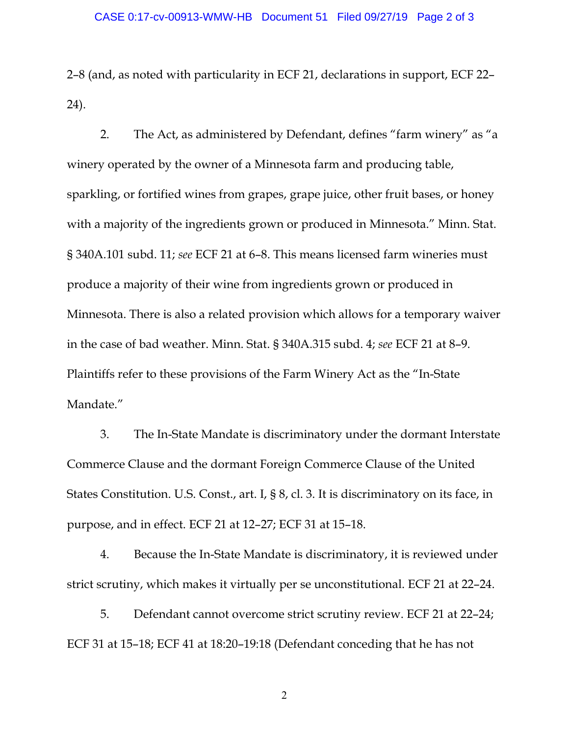2–8 (and, as noted with particularity in ECF 21, declarations in support, ECF 22–24).

2. The Act, as administered by Defendant, defines "farm winery" as "a winery operated by the owner of a Minnesota farm and producing table, sparkling, or fortified wines from grapes, grape juice, other fruit bases, or honey with a majority of the ingredients grown or produced in Minnesota." Minn. Stat. § 340A.101 subd. 11; *see* ECF 21 at 6–8. This means licensed farm wineries must produce a majority of their wine from ingredients grown or produced in Minnesota. There is also a related provision which allows for a temporary waiver in the case of bad weather. Minn. Stat. § 340A.315 subd. 4; *see* ECF 21 at 8–9. Plaintiffs refer to these provisions of the Farm Winery Act as the "In-State Mandate."

3. The In-State Mandate is discriminatory under the dormant Interstate Commerce Clause and the dormant Foreign Commerce Clause of the United States Constitution. U.S. Const., art. I, § 8, cl. 3. It is discriminatory on its face, in purpose, and in effect. ECF 21 at 12–27; ECF 31 at 15–18.

4. Because the In-State Mandate is discriminatory, it is reviewed under strict scrutiny, which makes it virtually per se unconstitutional. ECF 21 at 22–24.

5. Defendant cannot overcome strict scrutiny review. ECF 21 at 22–24; ECF 31 at 15–18; ECF 41 at 18:20–19:18 (Defendant conceding that he has not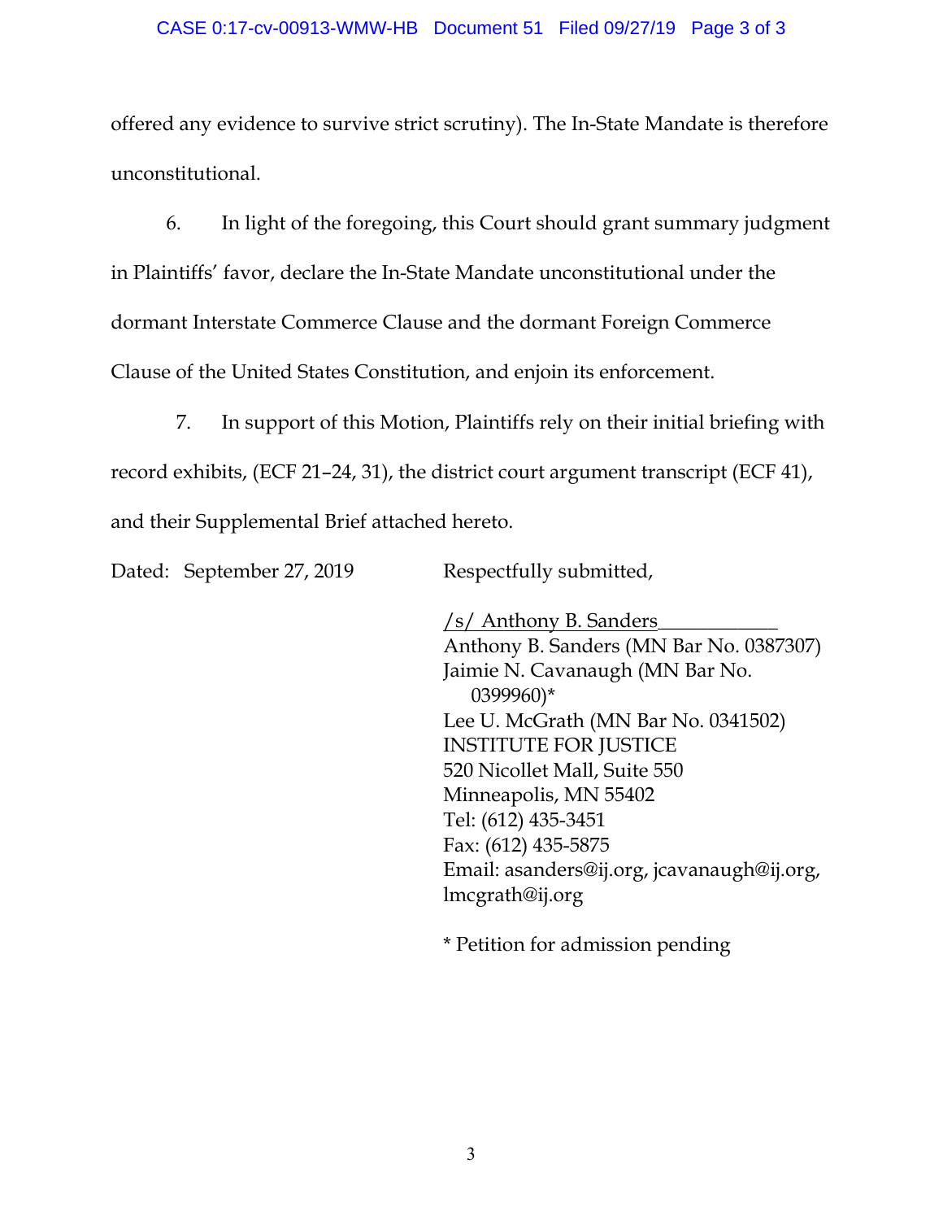offered any evidence to survive strict scrutiny). The In-State Mandate is therefore unconstitutional.

6. In light of the foregoing, this Court should grant summary judgment in Plaintiffs' favor, declare the In-State Mandate unconstitutional under the dormant Interstate Commerce Clause and the dormant Foreign Commerce Clause of the United States Constitution, and enjoin its enforcement.

7. In support of this Motion, Plaintiffs rely on their initial briefing with record exhibits, (ECF 21–24, 31), the district court argument transcript (ECF 41), and their Supplemental Brief attached hereto.

Dated: September 27, 2019

Respectfully submitted,

/s/ Anthony B. Sanders
Anthony B. Sanders (MN Bar No. 0387307)
Jaimie N. Cavanaugh (MN Bar No. 0399960)*
Lee U. McGrath (MN Bar No. 0341502)
INSTITUTE FOR JUSTICE
520 Nicollet Mall, Suite 550
Minneapolis, MN 55402
Tel: (612) 435-3451
Fax: (612) 435-5875
Email: asanders@ij.org, jcavanaugh@ij.org, lmcgrath@ij.org

* Petition for admission pending